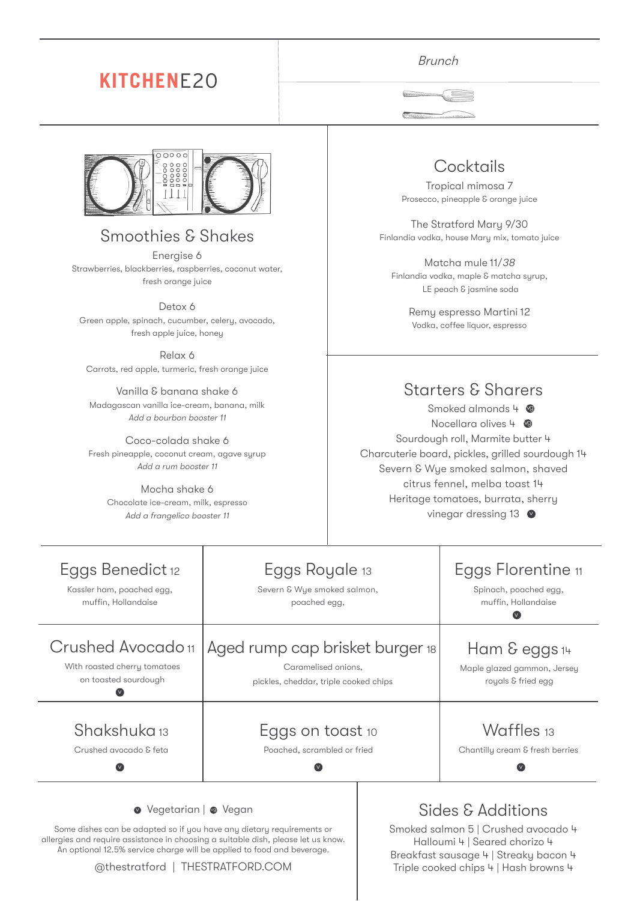# KITCHENE20

*Brunch*

## Smoothies & Shakes

Energise 6
Strawberries, blackberries, raspberries, coconut water, fresh orange juice

Detox 6
Green apple, spinach, cucumber, celery, avocado, fresh apple juice, honey

Relax 6
Carrots, red apple, turmeric, fresh orange juice

Vanilla & banana shake 6
Madagascan vanilla ice-cream, banana, milk
*Add a bourbon booster 11*

Coco-colada shake 6
Fresh pineapple, coconut cream, agave syrup
*Add a rum booster 11*

Mocha shake 6
Chocolate ice-cream, milk, espresso
*Add a frangelico booster 11*

## Cocktails

Tropical mimosa 7
Prosecco, pineapple & orange juice

The Stratford Mary 9/30
Finlandia vodka, house Mary mix, tomato juice

Matcha mule 11/*38*
Finlandia vodka, maple & matcha syrup, LE peach & jasmine soda

Remy espresso Martini 12
Vodka, coffee liquor, espresso

## Starters & Sharers

Smoked almonds 4 (VG)
Nocellara olives 4 (VG)
Sourdough roll, Marmite butter 4
Charcuterie board, pickles, grilled sourdough 14
Severn & Wye smoked salmon, shaved citrus fennel, melba toast 14
Heritage tomatoes, burrata, sherry vinegar dressing 13 (V)

## Eggs Benedict 12
Kassler ham, poached egg, muffin, Hollandaise

## Eggs Royale 13
Severn & Wye smoked salmon, poached egg,

## Eggs Florentine 11
Spinach, poached egg, muffin, Hollandaise (V)

## Crushed Avocado 11
With roasted cherry tomatoes on toasted sourdough (V)

## Aged rump cap brisket burger 18
Caramelised onions, pickles, cheddar, triple cooked chips

## Ham & eggs 14
Maple glazed gammon, Jersey royals & fried egg

## Shakshuka 13
Crushed avocado & feta (V)

## Eggs on toast 10
Poached, scrambled or fried (V)

## Waffles 13
Chantilly cream & fresh berries (V)

(V) Vegetarian | (VG) Vegan

Some dishes can be adapted so if you have any dietary requirements or allergies and require assistance in choosing a suitable dish, please let us know. An optional 12.5% service charge will be applied to food and beverage.

@thestratford | THESTRATFORD.COM

## Sides & Additions

Smoked salmon 5 | Crushed avocado 4
Halloumi 4 | Seared chorizo 4
Breakfast sausage 4 | Streaky bacon 4
Triple cooked chips 4 | Hash browns 4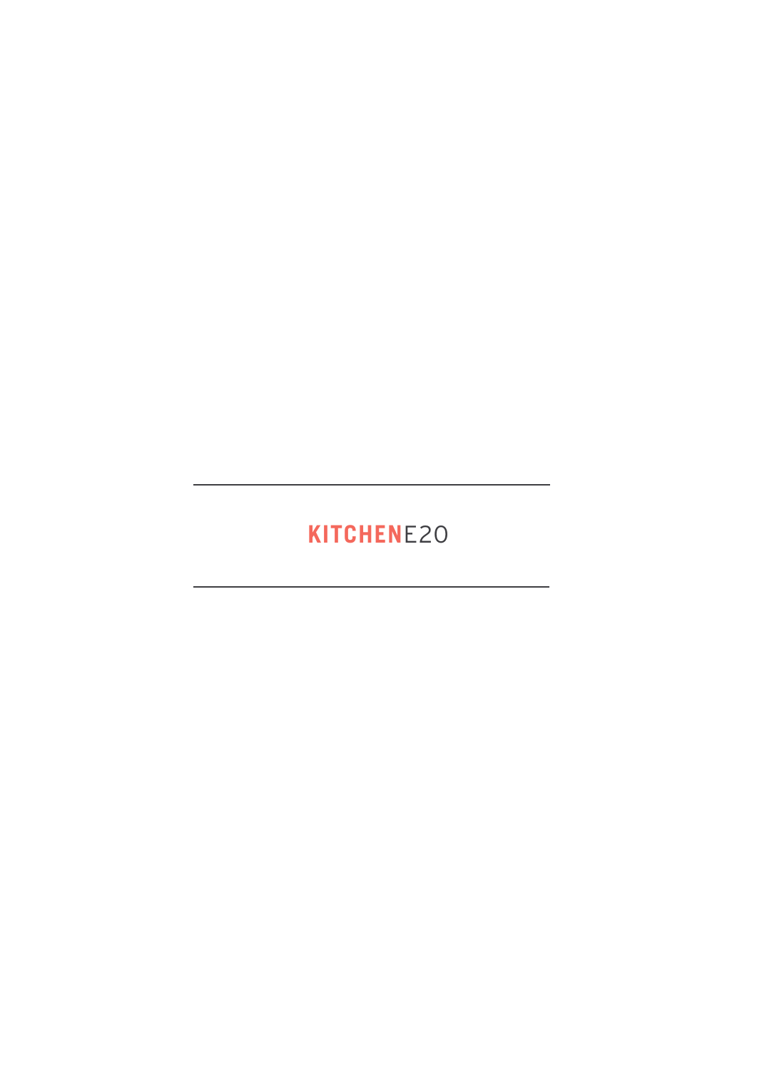KITCHENE20